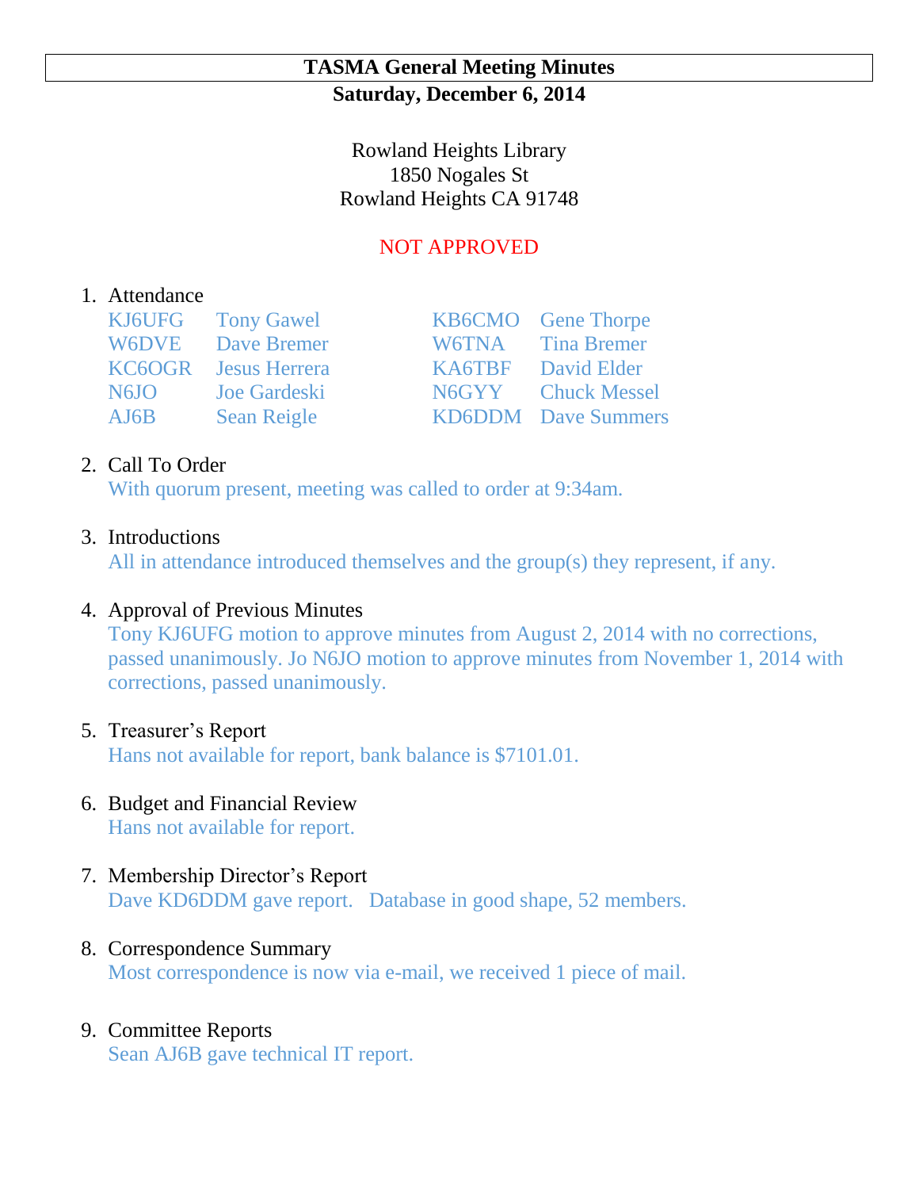# TASMA General Meeting Minutes

**Saturday, December 6, 2014**

Rowland Heights Library
1850 Nogales St
Rowland Heights CA 91748

NOT APPROVED

1. Attendance

| | | | |
|---|---|---|---|
| KJ6UFG | Tony Gawel | KB6CMO | Gene Thorpe |
| W6DVE | Dave Bremer | W6TNA | Tina Bremer |
| KC6OGR | Jesus Herrera | KA6TBF | David Elder |
| N6JO | Joe Gardeski | N6GYY | Chuck Messel |
| AJ6B | Sean Reigle | KD6DDM | Dave Summers |

2. Call To Order
   With quorum present, meeting was called to order at 9:34am.

3. Introductions
   All in attendance introduced themselves and the group(s) they represent, if any.

4. Approval of Previous Minutes
   Tony KJ6UFG motion to approve minutes from August 2, 2014 with no corrections, passed unanimously. Jo N6JO motion to approve minutes from November 1, 2014 with corrections, passed unanimously.

5. Treasurer's Report
   Hans not available for report, bank balance is $7101.01.

6. Budget and Financial Review
   Hans not available for report.

7. Membership Director's Report
   Dave KD6DDM gave report. Database in good shape, 52 members.

8. Correspondence Summary
   Most correspondence is now via e-mail, we received 1 piece of mail.

9. Committee Reports
   Sean AJ6B gave technical IT report.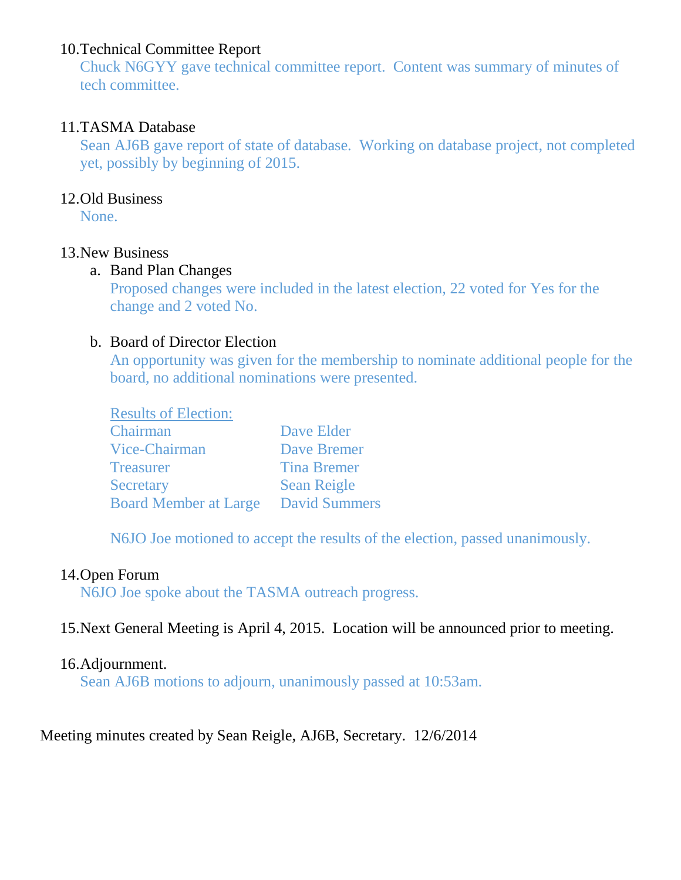10. Technical Committee Report
    Chuck N6GYY gave technical committee report.  Content was summary of minutes of tech committee.

11. TASMA Database
    Sean AJ6B gave report of state of database.  Working on database project, not completed yet, possibly by beginning of 2015.

12. Old Business
    None.

13. New Business
    a. Band Plan Changes
       Proposed changes were included in the latest election, 22 voted for Yes for the change and 2 voted No.

    b. Board of Director Election
       An opportunity was given for the membership to nominate additional people for the board, no additional nominations were presented.

       Results of Election:

       | | |
       |---|---|
       | Chairman | Dave Elder |
       | Vice-Chairman | Dave Bremer |
       | Treasurer | Tina Bremer |
       | Secretary | Sean Reigle |
       | Board Member at Large | David Summers |

       N6JO Joe motioned to accept the results of the election, passed unanimously.

14. Open Forum
    N6JO Joe spoke about the TASMA outreach progress.

15. Next General Meeting is April 4, 2015.  Location will be announced prior to meeting.

16. Adjournment.
    Sean AJ6B motions to adjourn, unanimously passed at 10:53am.

Meeting minutes created by Sean Reigle, AJ6B, Secretary.  12/6/2014